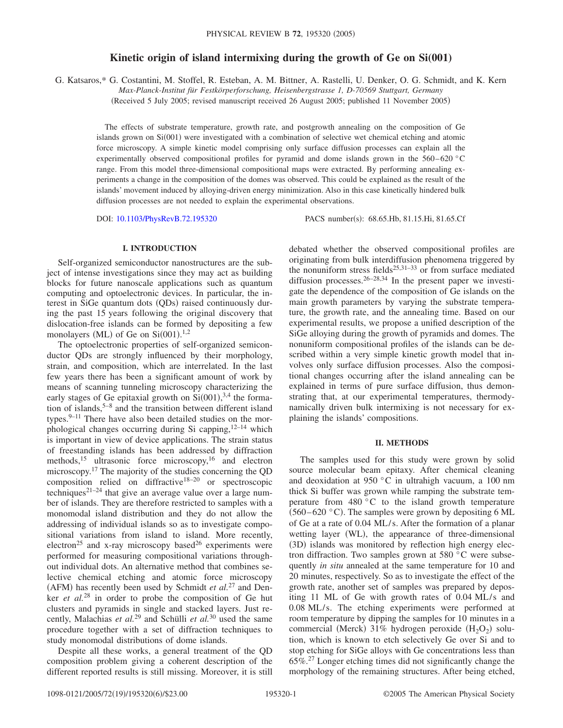# Kinetic origin of island intermixing during the growth of Ge on Si(001)

G. Katsaros,* G. Costantini, M. Stoffel, R. Esteban, A. M. Bittner, A. Rastelli, U. Denker, O. G. Schmidt, and K. Kern

*Max-Planck-Institut für Festkörperforschung, Heisenbergstrasse 1, D-70569 Stuttgart, Germany*

(Received 5 July 2005; revised manuscript received 26 August 2005; published 11 November 2005)

The effects of substrate temperature, growth rate, and postgrowth annealing on the composition of Ge islands grown on Si(001) were investigated with a combination of selective wet chemical etching and atomic force microscopy. A simple kinetic model comprising only surface diffusion processes can explain all the experimentally observed compositional profiles for pyramid and dome islands grown in the 560–620 °C range. From this model three-dimensional compositional maps were extracted. By performing annealing experiments a change in the composition of the domes was observed. This could be explained as the result of the islands' movement induced by alloying-driven energy minimization. Also in this case kinetically hindered bulk diffusion processes are not needed to explain the experimental observations.

DOI: 10.1103/PhysRevB.72.195320     PACS number(s): 68.65.Hb, 81.15.Hi, 81.65.Cf

## I. INTRODUCTION

Self-organized semiconductor nanostructures are the subject of intense investigations since they may act as building blocks for future nanoscale applications such as quantum computing and optoelectronic devices. In particular, the interest in SiGe quantum dots (QDs) raised continuously during the past 15 years following the original discovery that dislocation-free islands can be formed by depositing a few monolayers (ML) of Ge on Si(001).[1,2]

The optoelectronic properties of self-organized semiconductor QDs are strongly influenced by their morphology, strain, and composition, which are interrelated. In the last few years there has been a significant amount of work by means of scanning tunneling microscopy characterizing the early stages of Ge epitaxial growth on Si(001),[3,4] the formation of islands,[5–8] and the transition between different island types.[9–11] There have also been detailed studies on the morphological changes occurring during Si capping,[12–14] which is important in view of device applications. The strain status of freestanding islands has been addressed by diffraction methods,[15] ultrasonic force microscopy,[16] and electron microscopy.[17] The majority of the studies concerning the QD composition relied on diffractive[18–20] or spectroscopic techniques[21–24] that give an average value over a large number of islands. They are therefore restricted to samples with a monomodal island distribution and they do not allow the addressing of individual islands so as to investigate compositional variations from island to island. More recently, electron[25] and x-ray microscopy based[26] experiments were performed for measuring compositional variations throughout individual dots. An alternative method that combines selective chemical etching and atomic force microscopy (AFM) has recently been used by Schmidt *et al.*[27] and Denker *et al.*[28] in order to probe the composition of Ge hut clusters and pyramids in single and stacked layers. Just recently, Malachias *et al.*[29] and Schülli *et al.*[30] used the same procedure together with a set of diffraction techniques to study monomodal distributions of dome islands.

Despite all these works, a general treatment of the QD composition problem giving a coherent description of the different reported results is still missing. Moreover, it is still debated whether the observed compositional profiles are originating from bulk interdiffusion phenomena triggered by the nonuniform stress fields[25,31–33] or from surface mediated diffusion processes.[26–28,34] In the present paper we investigate the dependence of the composition of Ge islands on the main growth parameters by varying the substrate temperature, the growth rate, and the annealing time. Based on our experimental results, we propose a unified description of the SiGe alloying during the growth of pyramids and domes. The nonuniform compositional profiles of the islands can be described within a very simple kinetic growth model that involves only surface diffusion processes. Also the compositional changes occurring after the island annealing can be explained in terms of pure surface diffusion, thus demonstrating that, at our experimental temperatures, thermodynamically driven bulk intermixing is not necessary for explaining the islands' compositions.

## II. METHODS

The samples used for this study were grown by solid source molecular beam epitaxy. After chemical cleaning and deoxidation at 950 °C in ultrahigh vacuum, a 100 nm thick Si buffer was grown while ramping the substrate temperature from 480 °C to the island growth temperature (560–620 °C). The samples were grown by depositing 6 ML of Ge at a rate of 0.04 ML/s. After the formation of a planar wetting layer (WL), the appearance of three-dimensional (3D) islands was monitored by reflection high energy electron diffraction. Two samples grown at 580 °C were subsequently *in situ* annealed at the same temperature for 10 and 20 minutes, respectively. So as to investigate the effect of the growth rate, another set of samples was prepared by depositing 11 ML of Ge with growth rates of 0.04 ML/s and 0.08 ML/s. The etching experiments were performed at room temperature by dipping the samples for 10 minutes in a commercial (Merck) 31% hydrogen peroxide ($H_2O_2$) solution, which is known to etch selectively Ge over Si and to stop etching for SiGe alloys with Ge concentrations less than 65%.[27] Longer etching times did not significantly change the morphology of the remaining structures. After being etched,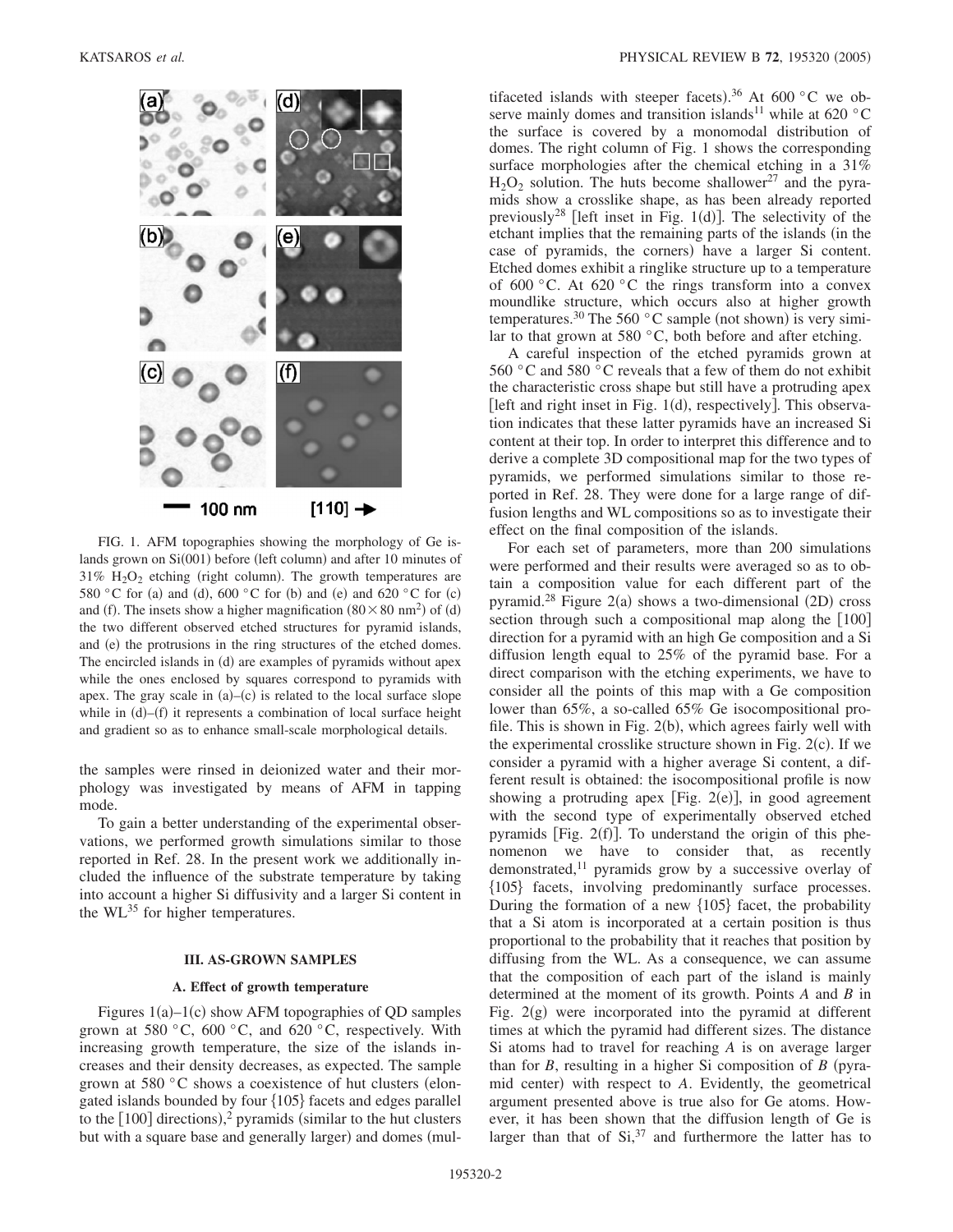FIG. 1. AFM topographies showing the morphology of Ge islands grown on Si(001) before (left column) and after 10 minutes of 31% $H_2O_2$ etching (right column). The growth temperatures are 580 °C for (a) and (d), 600 °C for (b) and (e) and 620 °C for (c) and (f). The insets show a higher magnification ($80 \times 80$ nm$^2$) of (d) the two different observed etched structures for pyramid islands, and (e) the protrusions in the ring structures of the etched domes. The encircled islands in (d) are examples of pyramids without apex while the ones enclosed by squares correspond to pyramids with apex. The gray scale in (a)–(c) is related to the local surface slope while in (d)–(f) it represents a combination of local surface height and gradient so as to enhance small-scale morphological details.

the samples were rinsed in deionized water and their morphology was investigated by means of AFM in tapping mode.

To gain a better understanding of the experimental observations, we performed growth simulations similar to those reported in Ref. 28. In the present work we additionally included the influence of the substrate temperature by taking into account a higher Si diffusivity and a larger Si content in the WL[35] for higher temperatures.

## III. AS-GROWN SAMPLES

### A. Effect of growth temperature

Figures 1(a)–1(c) show AFM topographies of QD samples grown at 580 °C, 600 °C, and 620 °C, respectively. With increasing growth temperature, the size of the islands increases and their density decreases, as expected. The sample grown at 580 °C shows a coexistence of hut clusters (elongated islands bounded by four {105} facets and edges parallel to the [100] directions),[2] pyramids (similar to the hut clusters but with a square base and generally larger) and domes (multifaceted islands with steeper facets).[36] At 600 °C we observe mainly domes and transition islands[11] while at 620 °C the surface is covered by a monomodal distribution of domes. The right column of Fig. 1 shows the corresponding surface morphologies after the chemical etching in a 31% $H_2O_2$ solution. The huts become shallower[27] and the pyramids show a crosslike shape, as has been already reported previously[28] [left inset in Fig. 1(d)]. The selectivity of the etchant implies that the remaining parts of the islands (in the case of pyramids, the corners) have a larger Si content. Etched domes exhibit a ringlike structure up to a temperature of 600 °C. At 620 °C the rings transform into a convex moundlike structure, which occurs also at higher growth temperatures.[30] The 560 °C sample (not shown) is very similar to that grown at 580 °C, both before and after etching.

A careful inspection of the etched pyramids grown at 560 °C and 580 °C reveals that a few of them do not exhibit the characteristic cross shape but still have a protruding apex [left and right inset in Fig. 1(d), respectively]. This observation indicates that these latter pyramids have an increased Si content at their top. In order to interpret this difference and to derive a complete 3D compositional map for the two types of pyramids, we performed simulations similar to those reported in Ref. 28. They were done for a large range of diffusion lengths and WL compositions so as to investigate their effect on the final composition of the islands.

For each set of parameters, more than 200 simulations were performed and their results were averaged so as to obtain a composition value for each different part of the pyramid.[28] Figure 2(a) shows a two-dimensional (2D) cross section through such a compositional map along the [100] direction for a pyramid with an high Ge composition and a Si diffusion length equal to 25% of the pyramid base. For a direct comparison with the etching experiments, we have to consider all the points of this map with a Ge composition lower than 65%, a so-called 65% Ge isocompositional profile. This is shown in Fig. 2(b), which agrees fairly well with the experimental crosslike structure shown in Fig. 2(c). If we consider a pyramid with a higher average Si content, a different result is obtained: the isocompositional profile is now showing a protruding apex [Fig. 2(e)], in good agreement with the second type of experimentally observed etched pyramids [Fig. 2(f)]. To understand the origin of this phenomenon we have to consider that, as recently demonstrated,[11] pyramids grow by a successive overlay of {105} facets, involving predominantly surface processes. During the formation of a new {105} facet, the probability that a Si atom is incorporated at a certain position is thus proportional to the probability that it reaches that position by diffusing from the WL. As a consequence, we can assume that the composition of each part of the island is mainly determined at the moment of its growth. Points *A* and *B* in Fig. 2(g) were incorporated into the pyramid at different times at which the pyramid had different sizes. The distance Si atoms had to travel for reaching *A* is on average larger than for *B*, resulting in a higher Si composition of *B* (pyramid center) with respect to *A*. Evidently, the geometrical argument presented above is true also for Ge atoms. However, it has been shown that the diffusion length of Ge is larger than that of Si,[37] and furthermore the latter has to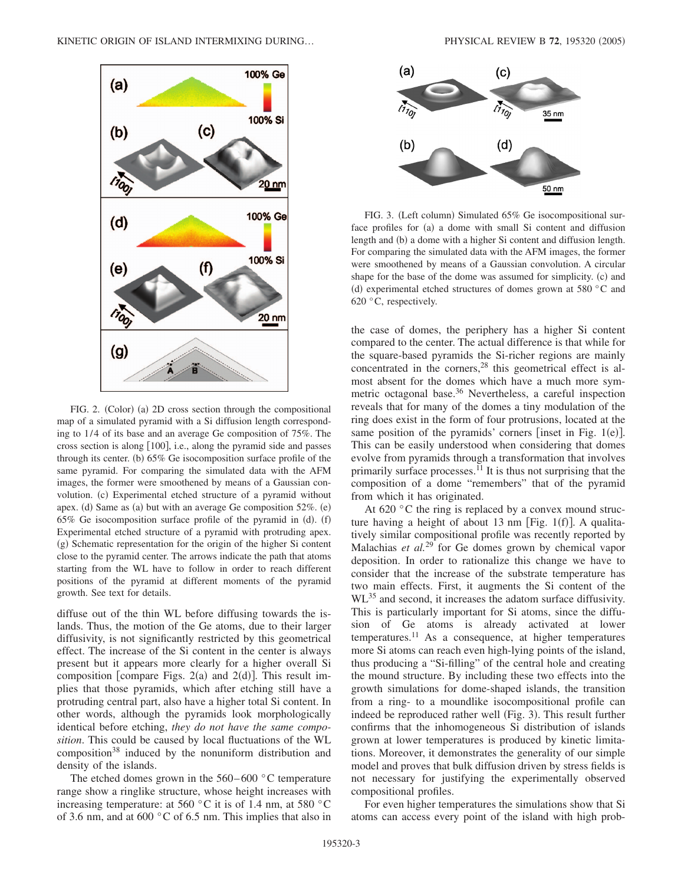FIG. 2. (Color) (a) 2D cross section through the compositional map of a simulated pyramid with a Si diffusion length corresponding to 1/4 of its base and an average Ge composition of 75%. The cross section is along [100], i.e., along the pyramid side and passes through its center. (b) 65% Ge isocomposition surface profile of the same pyramid. For comparing the simulated data with the AFM images, the former were smoothened by means of a Gaussian convolution. (c) Experimental etched structure of a pyramid without apex. (d) Same as (a) but with an average Ge composition 52%. (e) 65% Ge isocomposition surface profile of the pyramid in (d). (f) Experimental etched structure of a pyramid with protruding apex. (g) Schematic representation for the origin of the higher Si content close to the pyramid center. The arrows indicate the path that atoms starting from the WL have to follow in order to reach different positions of the pyramid at different moments of the pyramid growth. See text for details.

diffuse out of the thin WL before diffusing towards the islands. Thus, the motion of the Ge atoms, due to their larger diffusivity, is not significantly restricted by this geometrical effect. The increase of the Si content in the center is always present but it appears more clearly for a higher overall Si composition [compare Figs. 2(a) and 2(d)]. This result implies that those pyramids, which after etching still have a protruding central part, also have a higher total Si content. In other words, although the pyramids look morphologically identical before etching, *they do not have the same composition*. This could be caused by local fluctuations of the WL composition[38] induced by the nonuniform distribution and density of the islands.

The etched domes grown in the 560–600 °C temperature range show a ringlike structure, whose height increases with increasing temperature: at 560 °C it is of 1.4 nm, at 580 °C of 3.6 nm, and at 600 °C of 6.5 nm. This implies that also in the case of domes, the periphery has a higher Si content compared to the center. The actual difference is that while for the square-based pyramids the Si-richer regions are mainly concentrated in the corners,[28] this geometrical effect is almost absent for the domes which have a much more symmetric octagonal base.[36] Nevertheless, a careful inspection reveals that for many of the domes a tiny modulation of the ring does exist in the form of four protrusions, located at the same position of the pyramids' corners [inset in Fig. 1(e)]. This can be easily understood when considering that domes evolve from pyramids through a transformation that involves primarily surface processes.[11] It is thus not surprising that the composition of a dome "remembers" that of the pyramid from which it has originated.

FIG. 3. (Left column) Simulated 65% Ge isocompositional surface profiles for (a) a dome with small Si content and diffusion length and (b) a dome with a higher Si content and diffusion length. For comparing the simulated data with the AFM images, the former were smoothened by means of a Gaussian convolution. A circular shape for the base of the dome was assumed for simplicity. (c) and (d) experimental etched structures of domes grown at 580 °C and 620 °C, respectively.

At 620 °C the ring is replaced by a convex mound structure having a height of about 13 nm [Fig. 1(f)]. A qualitatively similar compositional profile was recently reported by Malachias *et al.*[29] for Ge domes grown by chemical vapor deposition. In order to rationalize this change we have to consider that the increase of the substrate temperature has two main effects. First, it augments the Si content of the WL[35] and second, it increases the adatom surface diffusivity. This is particularly important for Si atoms, since the diffusion of Ge atoms is already activated at lower temperatures.[11] As a consequence, at higher temperatures more Si atoms can reach even high-lying points of the island, thus producing a "Si-filling" of the central hole and creating the mound structure. By including these two effects into the growth simulations for dome-shaped islands, the transition from a ring- to a moundlike isocompositional profile can indeed be reproduced rather well (Fig. 3). This result further confirms that the inhomogeneous Si distribution of islands grown at lower temperatures is produced by kinetic limitations. Moreover, it demonstrates the generality of our simple model and proves that bulk diffusion driven by stress fields is not necessary for justifying the experimentally observed compositional profiles.

For even higher temperatures the simulations show that Si atoms can access every point of the island with high prob-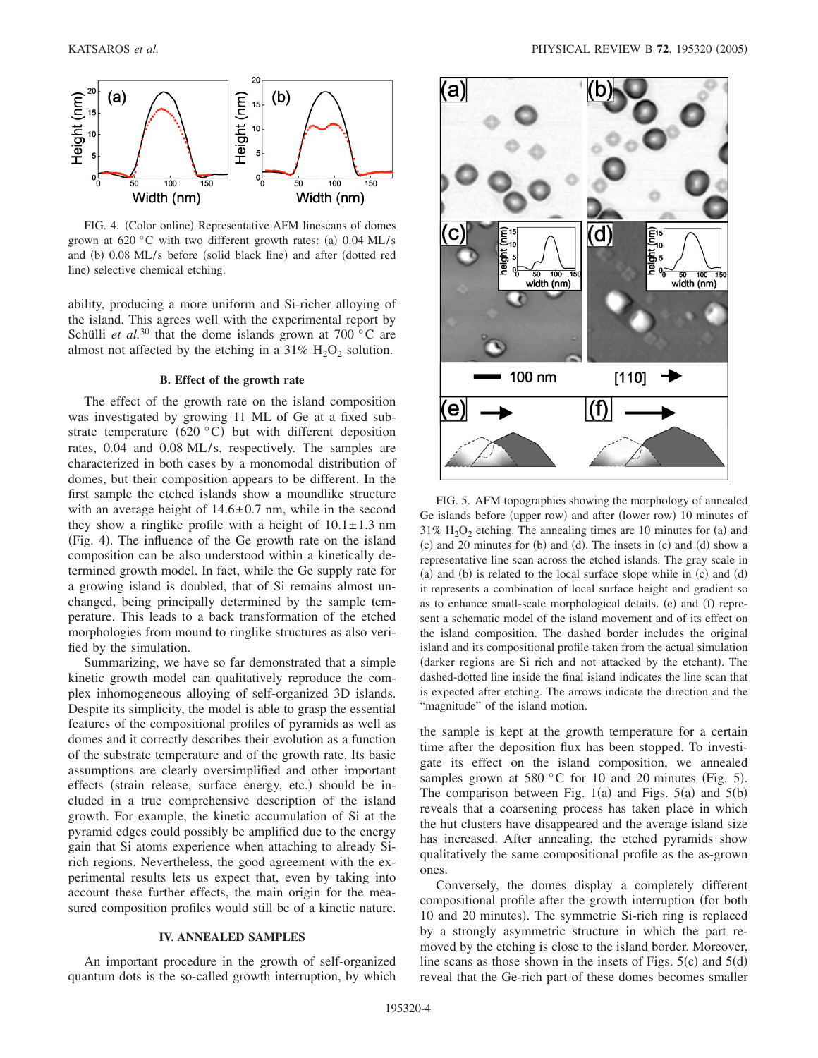FIG. 4. (Color online) Representative AFM linescans of domes grown at 620 °C with two different growth rates: (a) 0.04 ML/s and (b) 0.08 ML/s before (solid black line) and after (dotted red line) selective chemical etching.

ability, producing a more uniform and Si-richer alloying of the island. This agrees well with the experimental report by Schülli *et al.*[30] that the dome islands grown at 700 °C are almost not affected by the etching in a 31% $H_2O_2$ solution.

### B. Effect of the growth rate

The effect of the growth rate on the island composition was investigated by growing 11 ML of Ge at a fixed substrate temperature (620 °C) but with different deposition rates, 0.04 and 0.08 ML/s, respectively. The samples are characterized in both cases by a monomodal distribution of domes, but their composition appears to be different. In the first sample the etched islands show a moundlike structure with an average height of $14.6 \pm 0.7$ nm, while in the second they show a ringlike profile with a height of $10.1 \pm 1.3$ nm (Fig. 4). The influence of the Ge growth rate on the island composition can be also understood within a kinetically determined growth model. In fact, while the Ge supply rate for a growing island is doubled, that of Si remains almost unchanged, being principally determined by the sample temperature. This leads to a back transformation of the etched morphologies from mound to ringlike structures as also verified by the simulation.

Summarizing, we have so far demonstrated that a simple kinetic growth model can qualitatively reproduce the complex inhomogeneous alloying of self-organized 3D islands. Despite its simplicity, the model is able to grasp the essential features of the compositional profiles of pyramids as well as domes and it correctly describes their evolution as a function of the substrate temperature and of the growth rate. Its basic assumptions are clearly oversimplified and other important effects (strain release, surface energy, etc.) should be included in a true comprehensive description of the island growth. For example, the kinetic accumulation of Si at the pyramid edges could possibly be amplified due to the energy gain that Si atoms experience when attaching to already Si-rich regions. Nevertheless, the good agreement with the experimental results lets us expect that, even by taking into account these further effects, the main origin for the measured composition profiles would still be of a kinetic nature.

## IV. ANNEALED SAMPLES

An important procedure in the growth of self-organized quantum dots is the so-called growth interruption, by which the sample is kept at the growth temperature for a certain time after the deposition flux has been stopped. To investigate its effect on the island composition, we annealed samples grown at 580 °C for 10 and 20 minutes (Fig. 5). The comparison between Fig. 1(a) and Figs. 5(a) and 5(b) reveals that a coarsening process has taken place in which the hut clusters have disappeared and the average island size has increased. After annealing, the etched pyramids show qualitatively the same compositional profile as the as-grown ones.

FIG. 5. AFM topographies showing the morphology of annealed Ge islands before (upper row) and after (lower row) 10 minutes of 31% $H_2O_2$ etching. The annealing times are 10 minutes for (a) and (c) and 20 minutes for (b) and (d). The insets in (c) and (d) show a representative line scan across the etched islands. The gray scale in (a) and (b) is related to the local surface slope while in (c) and (d) it represents a combination of local surface height and gradient so as to enhance small-scale morphological details. (e) and (f) represent a schematic model of the island movement and of its effect on the island composition. The dashed border includes the original island and its compositional profile taken from the actual simulation (darker regions are Si rich and not attacked by the etchant). The dashed-dotted line inside the final island indicates the line scan that is expected after etching. The arrows indicate the direction and the "magnitude" of the island motion.

Conversely, the domes display a completely different compositional profile after the growth interruption (for both 10 and 20 minutes). The symmetric Si-rich ring is replaced by a strongly asymmetric structure in which the part removed by the etching is close to the island border. Moreover, line scans as those shown in the insets of Figs. 5(c) and 5(d) reveal that the Ge-rich part of these domes becomes smaller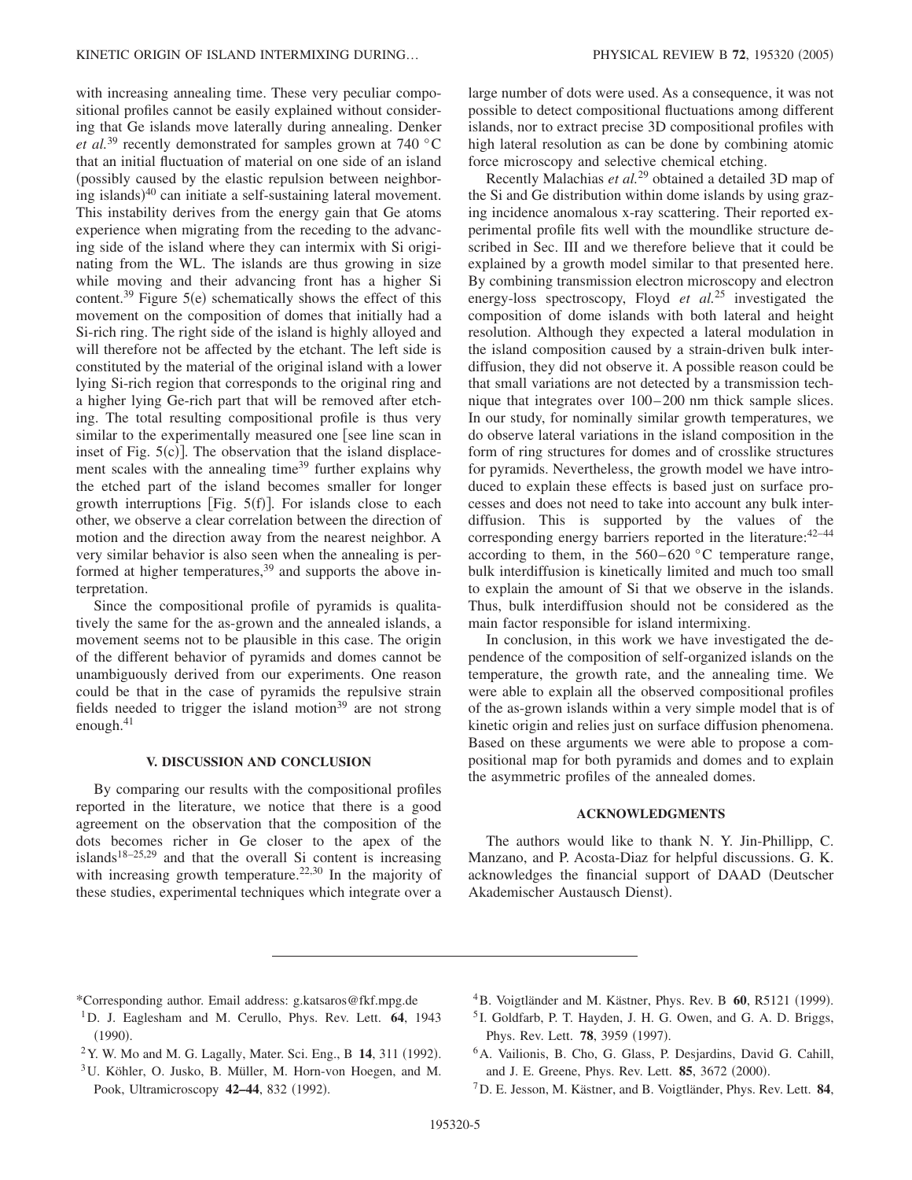with increasing annealing time. These very peculiar compositional profiles cannot be easily explained without considering that Ge islands move laterally during annealing. Denker *et al.*[39] recently demonstrated for samples grown at 740 °C that an initial fluctuation of material on one side of an island (possibly caused by the elastic repulsion between neighboring islands)[40] can initiate a self-sustaining lateral movement. This instability derives from the energy gain that Ge atoms experience when migrating from the receding to the advancing side of the island where they can intermix with Si originating from the WL. The islands are thus growing in size while moving and their advancing front has a higher Si content.[39] Figure 5(e) schematically shows the effect of this movement on the composition of domes that initially had a Si-rich ring. The right side of the island is highly alloyed and will therefore not be affected by the etchant. The left side is constituted by the material of the original island with a lower lying Si-rich region that corresponds to the original ring and a higher lying Ge-rich part that will be removed after etching. The total resulting compositional profile is thus very similar to the experimentally measured one [see line scan in inset of Fig. 5(c)]. The observation that the island displacement scales with the annealing time[39] further explains why the etched part of the island becomes smaller for longer growth interruptions [Fig. 5(f)]. For islands close to each other, we observe a clear correlation between the direction of motion and the direction away from the nearest neighbor. A very similar behavior is also seen when the annealing is performed at higher temperatures,[39] and supports the above interpretation.

Since the compositional profile of pyramids is qualitatively the same for the as-grown and the annealed islands, a movement seems not to be plausible in this case. The origin of the different behavior of pyramids and domes cannot be unambiguously derived from our experiments. One reason could be that in the case of pyramids the repulsive strain fields needed to trigger the island motion[39] are not strong enough.[41]

## V. DISCUSSION AND CONCLUSION

By comparing our results with the compositional profiles reported in the literature, we notice that there is a good agreement on the observation that the composition of the dots becomes richer in Ge closer to the apex of the islands[18–25,29] and that the overall Si content is increasing with increasing growth temperature.[22,30] In the majority of these studies, experimental techniques which integrate over a large number of dots were used. As a consequence, it was not possible to detect compositional fluctuations among different islands, nor to extract precise 3D compositional profiles with high lateral resolution as can be done by combining atomic force microscopy and selective chemical etching.

Recently Malachias *et al.*[29] obtained a detailed 3D map of the Si and Ge distribution within dome islands by using grazing incidence anomalous x-ray scattering. Their reported experimental profile fits well with the moundlike structure described in Sec. III and we therefore believe that it could be explained by a growth model similar to that presented here. By combining transmission electron microscopy and electron energy-loss spectroscopy, Floyd *et al.*[25] investigated the composition of dome islands with both lateral and height resolution. Although they expected a lateral modulation in the island composition caused by a strain-driven bulk interdiffusion, they did not observe it. A possible reason could be that small variations are not detected by a transmission technique that integrates over 100–200 nm thick sample slices. In our study, for nominally similar growth temperatures, we do observe lateral variations in the island composition in the form of ring structures for domes and of crosslike structures for pyramids. Nevertheless, the growth model we have introduced to explain these effects is based just on surface processes and does not need to take into account any bulk interdiffusion. This is supported by the values of the corresponding energy barriers reported in the literature:[42–44] according to them, in the 560–620 °C temperature range, bulk interdiffusion is kinetically limited and much too small to explain the amount of Si that we observe in the islands. Thus, bulk interdiffusion should not be considered as the main factor responsible for island intermixing.

In conclusion, in this work we have investigated the dependence of the composition of self-organized islands on the temperature, the growth rate, and the annealing time. We were able to explain all the observed compositional profiles of the as-grown islands within a very simple model that is of kinetic origin and relies just on surface diffusion phenomena. Based on these arguments we were able to propose a compositional map for both pyramids and domes and to explain the asymmetric profiles of the annealed domes.

## ACKNOWLEDGMENTS

The authors would like to thank N. Y. Jin-Phillipp, C. Manzano, and P. Acosta-Diaz for helpful discussions. G. K. acknowledges the financial support of DAAD (Deutscher Akademischer Austausch Dienst).

---

*Corresponding author. Email address: g.katsaros@fkf.mpg.de

[1] D. J. Eaglesham and M. Cerullo, Phys. Rev. Lett. **64**, 1943 (1990).

[2] Y. W. Mo and M. G. Lagally, Mater. Sci. Eng., B **14**, 311 (1992).

[3] U. Köhler, O. Jusko, B. Müller, M. Horn-von Hoegen, and M. Pook, Ultramicroscopy **42–44**, 832 (1992).

[4] B. Voigtländer and M. Kästner, Phys. Rev. B **60**, R5121 (1999).

[5] I. Goldfarb, P. T. Hayden, J. H. G. Owen, and G. A. D. Briggs, Phys. Rev. Lett. **78**, 3959 (1997).

[6] A. Vailionis, B. Cho, G. Glass, P. Desjardins, David G. Cahill, and J. E. Greene, Phys. Rev. Lett. **85**, 3672 (2000).

[7] D. E. Jesson, M. Kästner, and B. Voigtländer, Phys. Rev. Lett. **84**,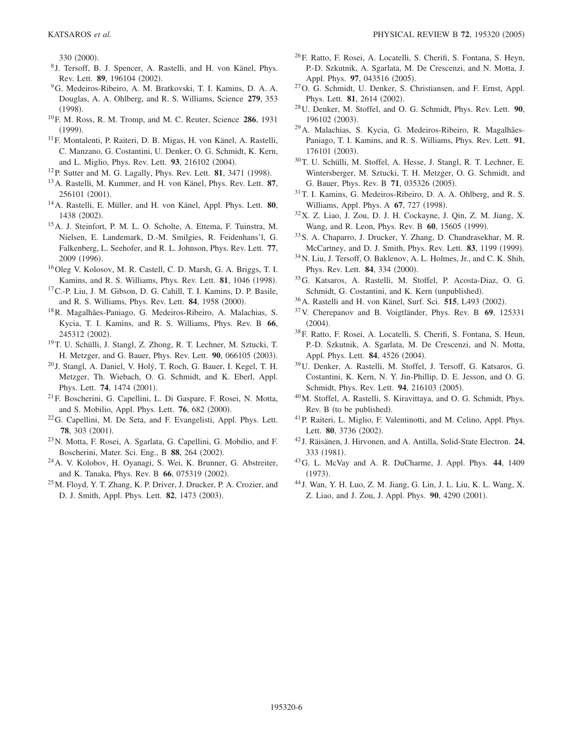330 (2000).

[8] J. Tersoff, B. J. Spencer, A. Rastelli, and H. von Känel, Phys. Rev. Lett. **89**, 196104 (2002).

[9] G. Medeiros-Ribeiro, A. M. Bratkovski, T. I. Kamins, D. A. A. Douglas, A. A. Ohlberg, and R. S. Williams, Science **279**, 353 (1998).

[10] F. M. Ross, R. M. Tromp, and M. C. Reuter, Science **286**, 1931 (1999).

[11] F. Montalenti, P. Raiteri, D. B. Migas, H. von Känel, A. Rastelli, C. Manzano, G. Costantini, U. Denker, O. G. Schmidt, K. Kern, and L. Miglio, Phys. Rev. Lett. **93**, 216102 (2004).

[12] P. Sutter and M. G. Lagally, Phys. Rev. Lett. **81**, 3471 (1998).

[13] A. Rastelli, M. Kummer, and H. von Känel, Phys. Rev. Lett. **87**, 256101 (2001).

[14] A. Rastelli, E. Müller, and H. von Känel, Appl. Phys. Lett. **80**, 1438 (2002).

[15] A. J. Steinfort, P. M. L. O. Scholte, A. Ettema, F. Tuinstra, M. Nielsen, E. Landemark, D.-M. Smilgies, R. Feidenhans'l, G. Falkenberg, L. Seehofer, and R. L. Johnson, Phys. Rev. Lett. **77**, 2009 (1996).

[16] Oleg V. Kolosov, M. R. Castell, C. D. Marsh, G. A. Briggs, T. I. Kamins, and R. S. Williams, Phys. Rev. Lett. **81**, 1046 (1998).

[17] C.-P. Liu, J. M. Gibson, D. G. Cahill, T. I. Kamins, D. P. Basile, and R. S. Williams, Phys. Rev. Lett. **84**, 1958 (2000).

[18] R. Magalhães-Paniago, G. Medeiros-Ribeiro, A. Malachias, S. Kycia, T. I. Kamins, and R. S. Williams, Phys. Rev. B **66**, 245312 (2002).

[19] T. U. Schülli, J. Stangl, Z. Zhong, R. T. Lechner, M. Sztucki, T. H. Metzger, and G. Bauer, Phys. Rev. Lett. **90**, 066105 (2003).

[20] J. Stangl, A. Daniel, V. Holý, T. Roch, G. Bauer, I. Kegel, T. H. Metzger, Th. Wiebach, O. G. Schmidt, and K. Eberl, Appl. Phys. Lett. **74**, 1474 (2001).

[21] F. Boscherini, G. Capellini, L. Di Gaspare, F. Rosei, N. Motta, and S. Mobilio, Appl. Phys. Lett. **76**, 682 (2000).

[22] G. Capellini, M. De Seta, and F. Evangelisti, Appl. Phys. Lett. **78**, 303 (2001).

[23] N. Motta, F. Rosei, A. Sgarlata, G. Capellini, G. Mobilio, and F. Boscherini, Mater. Sci. Eng., B **88**, 264 (2002).

[24] A. V. Kolobov, H. Oyanagi, S. Wei, K. Brunner, G. Abstreiter, and K. Tanaka, Phys. Rev. B **66**, 075319 (2002).

[25] M. Floyd, Y. T. Zhang, K. P. Driver, J. Drucker, P. A. Crozier, and D. J. Smith, Appl. Phys. Lett. **82**, 1473 (2003).

[26] F. Ratto, F. Rosei, A. Locatelli, S. Cherifi, S. Fontana, S. Heyn, P.-D. Szkutnik, A. Sgarlata, M. De Crescenzi, and N. Motta, J. Appl. Phys. **97**, 043516 (2005).

[27] O. G. Schmidt, U. Denker, S. Christiansen, and F. Ernst, Appl. Phys. Lett. **81**, 2614 (2002).

[28] U. Denker, M. Stoffel, and O. G. Schmidt, Phys. Rev. Lett. **90**, 196102 (2003).

[29] A. Malachias, S. Kycia, G. Medeiros-Ribeiro, R. Magalhães-Paniago, T. I. Kamins, and R. S. Williams, Phys. Rev. Lett. **91**, 176101 (2003).

[30] T. U. Schülli, M. Stoffel, A. Hesse, J. Stangl, R. T. Lechner, E. Wintersberger, M. Sztucki, T. H. Metzger, O. G. Schmidt, and G. Bauer, Phys. Rev. B **71**, 035326 (2005).

[31] T. I. Kamins, G. Medeiros-Ribeiro, D. A. A. Ohlberg, and R. S. Williams, Appl. Phys. A **67**, 727 (1998).

[32] X. Z. Liao, J. Zou, D. J. H. Cockayne, J. Qin, Z. M. Jiang, X. Wang, and R. Leon, Phys. Rev. B **60**, 15605 (1999).

[33] S. A. Chaparro, J. Drucker, Y. Zhang, D. Chandrasekhar, M. R. McCartney, and D. J. Smith, Phys. Rev. Lett. **83**, 1199 (1999).

[34] N. Liu, J. Tersoff, O. Baklenov, A. L. Holmes, Jr., and C. K. Shih, Phys. Rev. Lett. **84**, 334 (2000).

[35] G. Katsaros, A. Rastelli, M. Stoffel, P. Acosta-Diaz, O. G. Schmidt, G. Costantini, and K. Kern (unpublished).

[36] A. Rastelli and H. von Känel, Surf. Sci. **515**, L493 (2002).

[37] V. Cherepanov and B. Voigtländer, Phys. Rev. B **69**, 125331 (2004).

[38] F. Ratto, F. Rosei, A. Locatelli, S. Cherifi, S. Fontana, S. Heun, P.-D. Szkutnik, A. Sgarlata, M. De Crescenzi, and N. Motta, Appl. Phys. Lett. **84**, 4526 (2004).

[39] U. Denker, A. Rastelli, M. Stoffel, J. Tersoff, G. Katsaros, G. Costantini, K. Kern, N. Y. Jin-Phillip, D. E. Jesson, and O. G. Schmidt, Phys. Rev. Lett. **94**, 216103 (2005).

[40] M. Stoffel, A. Rastelli, S. Kiravittaya, and O. G. Schmidt, Phys. Rev. B (to be published).

[41] P. Raiteri, L. Miglio, F. Valentinotti, and M. Celino, Appl. Phys. Lett. **80**, 3736 (2002).

[42] J. Räisänen, J. Hirvonen, and A. Antilla, Solid-State Electron. **24**, 333 (1981).

[43] G. L. McVay and A. R. DuCharme, J. Appl. Phys. **44**, 1409 (1973).

[44] J. Wan, Y. H. Luo, Z. M. Jiang, G. Lin, J. L. Liu, K. L. Wang, X. Z. Liao, and J. Zou, J. Appl. Phys. **90**, 4290 (2001).